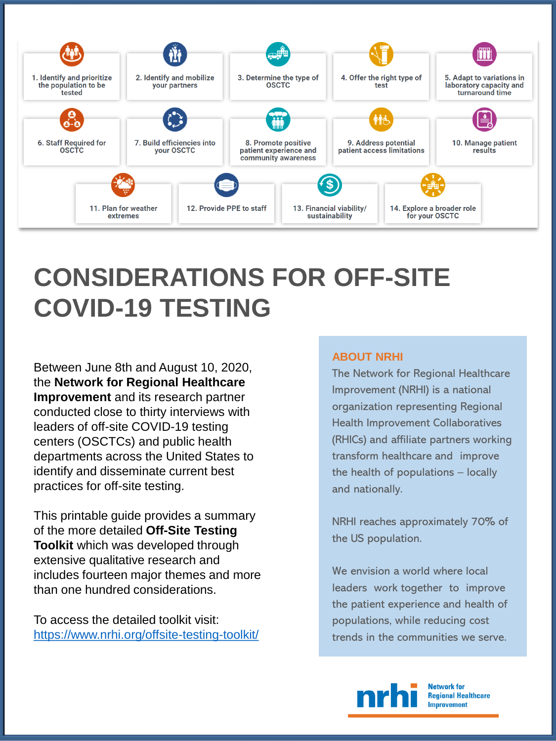1. Identify and prioritize the population to be tested
2. Identify and mobilize your partners
3. Determine the type of OSCTC
4. Offer the right type of test
5. Adapt to variations in laboratory capacity and turnaround time
6. Staff Required for OSCTC
7. Build efficiencies into your OSCTC
8. Promote positive patient experience and community awareness
9. Address potential patient access limitations
10. Manage patient results
11. Plan for weather extremes
12. Provide PPE to staff
13. Financial viability/ sustainability
14. Explore a broader role for your OSCTC

# CONSIDERATIONS FOR OFF-SITE COVID-19 TESTING

Between June 8th and August 10, 2020, the **Network for Regional Healthcare Improvement** and its research partner conducted close to thirty interviews with leaders of off-site COVID-19 testing centers (OSCTCs) and public health departments across the United States to identify and disseminate current best practices for off-site testing.

This printable guide provides a summary of the more detailed **Off-Site Testing Toolkit** which was developed through extensive qualitative research and includes fourteen major themes and more than one hundred considerations.

To access the detailed toolkit visit:
https://www.nrhi.org/offsite-testing-toolkit/

## ABOUT NRHI

The Network for Regional Healthcare Improvement (NRHI) is a national organization representing Regional Health Improvement Collaboratives (RHICs) and affiliate partners working transform healthcare and improve the health of populations – locally and nationally.

NRHI reaches approximately 70% of the US population.

We envision a world where local leaders work together to improve the patient experience and health of populations, while reducing cost trends in the communities we serve.

nrhi Network for Regional Healthcare Improvement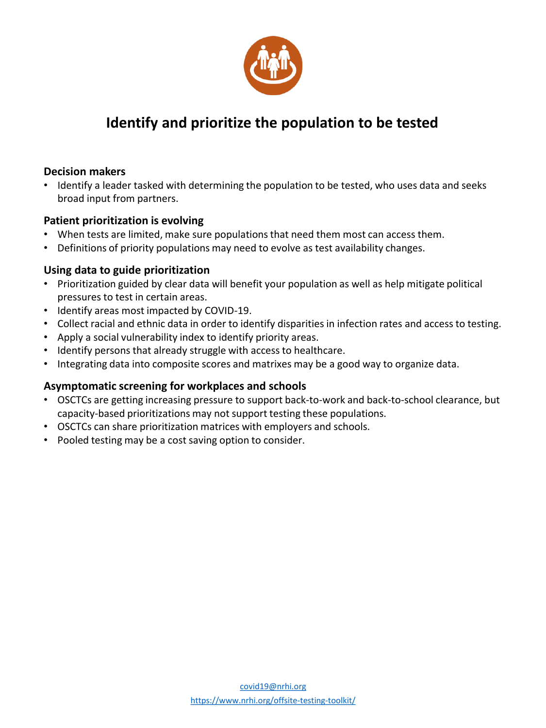# Identify and prioritize the population to be tested

### Decision makers

- Identify a leader tasked with determining the population to be tested, who uses data and seeks broad input from partners.

### Patient prioritization is evolving

- When tests are limited, make sure populations that need them most can access them.
- Definitions of priority populations may need to evolve as test availability changes.

### Using data to guide prioritization

- Prioritization guided by clear data will benefit your population as well as help mitigate political pressures to test in certain areas.
- Identify areas most impacted by COVID-19.
- Collect racial and ethnic data in order to identify disparities in infection rates and access to testing.
- Apply a social vulnerability index to identify priority areas.
- Identify persons that already struggle with access to healthcare.
- Integrating data into composite scores and matrixes may be a good way to organize data.

### Asymptomatic screening for workplaces and schools

- OSCTCs are getting increasing pressure to support back-to-work and back-to-school clearance, but capacity-based prioritizations may not support testing these populations.
- OSCTCs can share prioritization matrices with employers and schools.
- Pooled testing may be a cost saving option to consider.

covid19@nrhi.org

https://www.nrhi.org/offsite-testing-toolkit/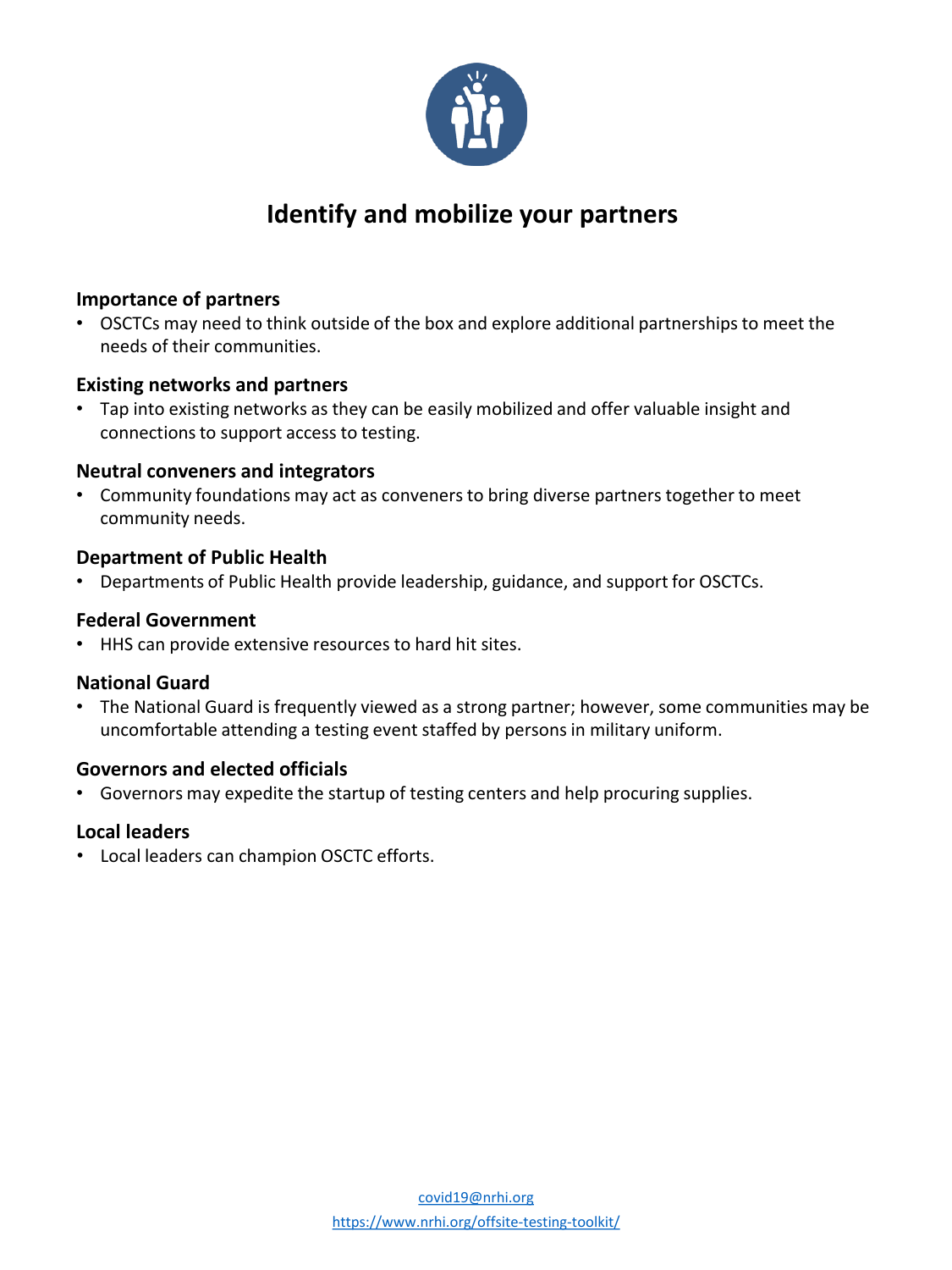# Identify and mobilize your partners

**Importance of partners**

- OSCTCs may need to think outside of the box and explore additional partnerships to meet the needs of their communities.

**Existing networks and partners**

- Tap into existing networks as they can be easily mobilized and offer valuable insight and connections to support access to testing.

**Neutral conveners and integrators**

- Community foundations may act as conveners to bring diverse partners together to meet community needs.

**Department of Public Health**

- Departments of Public Health provide leadership, guidance, and support for OSCTCs.

**Federal Government**

- HHS can provide extensive resources to hard hit sites.

**National Guard**

- The National Guard is frequently viewed as a strong partner; however, some communities may be uncomfortable attending a testing event staffed by persons in military uniform.

**Governors and elected officials**

- Governors may expedite the startup of testing centers and help procuring supplies.

**Local leaders**

- Local leaders can champion OSCTC efforts.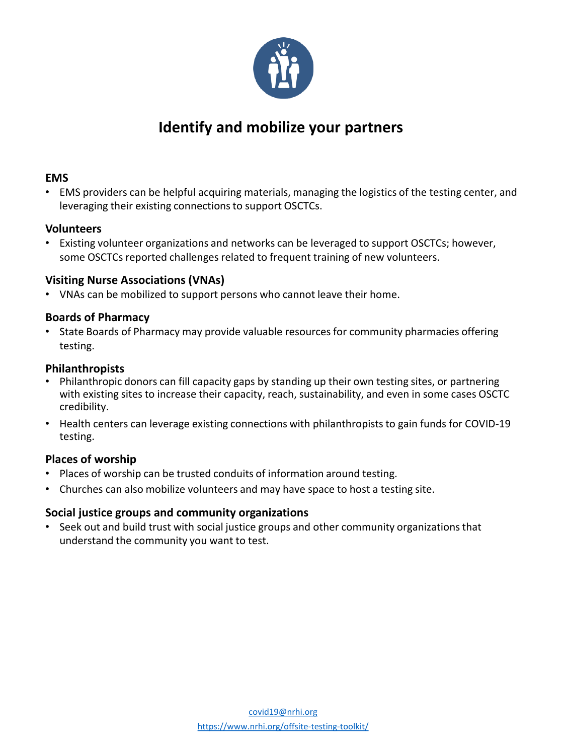# Identify and mobilize your partners

### EMS

- EMS providers can be helpful acquiring materials, managing the logistics of the testing center, and leveraging their existing connections to support OSCTCs.

### Volunteers

- Existing volunteer organizations and networks can be leveraged to support OSCTCs; however, some OSCTCs reported challenges related to frequent training of new volunteers.

### Visiting Nurse Associations (VNAs)

- VNAs can be mobilized to support persons who cannot leave their home.

### Boards of Pharmacy

- State Boards of Pharmacy may provide valuable resources for community pharmacies offering testing.

### Philanthropists

- Philanthropic donors can fill capacity gaps by standing up their own testing sites, or partnering with existing sites to increase their capacity, reach, sustainability, and even in some cases OSCTC credibility.
- Health centers can leverage existing connections with philanthropists to gain funds for COVID-19 testing.

### Places of worship

- Places of worship can be trusted conduits of information around testing.
- Churches can also mobilize volunteers and may have space to host a testing site.

### Social justice groups and community organizations

- Seek out and build trust with social justice groups and other community organizations that understand the community you want to test.

covid19@nrhi.org

https://www.nrhi.org/offsite-testing-toolkit/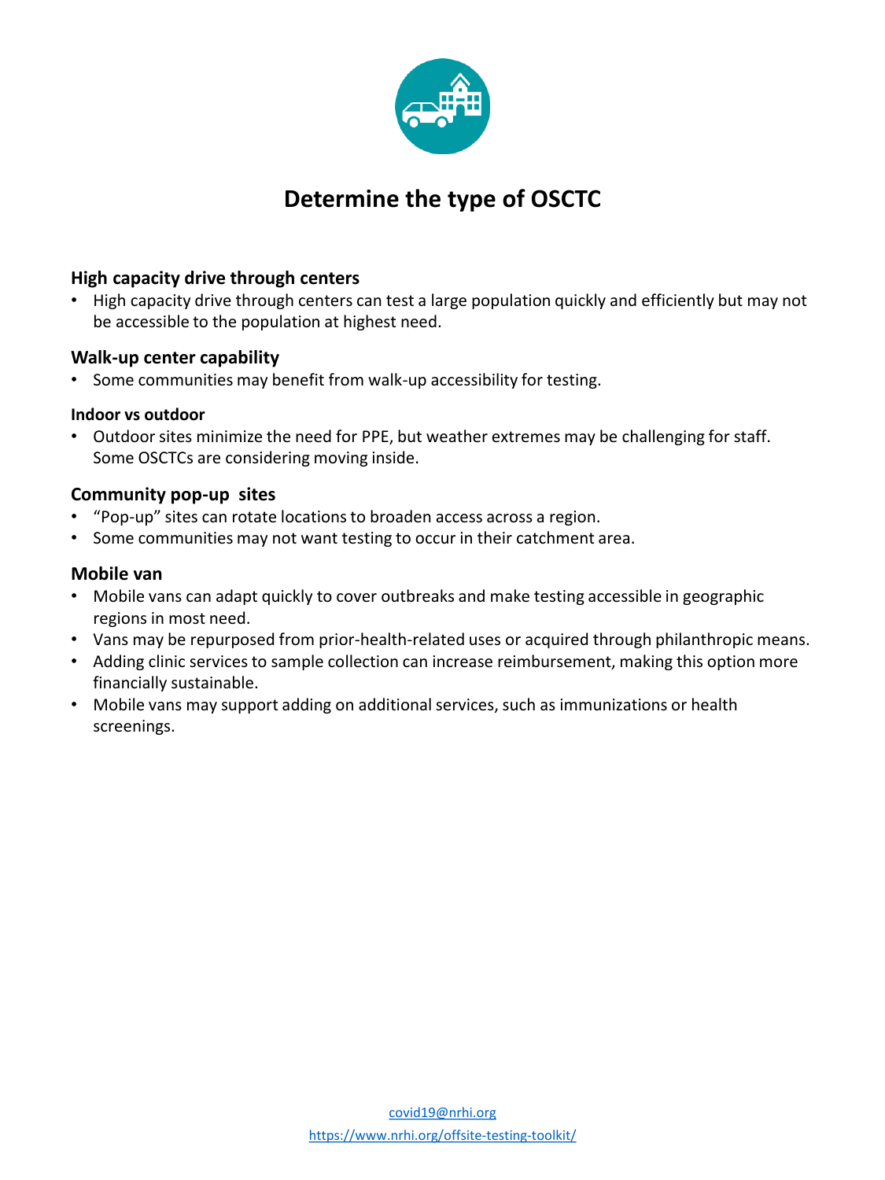# Determine the type of OSCTC

## High capacity drive through centers

- High capacity drive through centers can test a large population quickly and efficiently but may not be accessible to the population at highest need.

## Walk-up center capability

- Some communities may benefit from walk-up accessibility for testing.

### Indoor vs outdoor

- Outdoor sites minimize the need for PPE, but weather extremes may be challenging for staff. Some OSCTCs are considering moving inside.

## Community pop-up sites

- "Pop-up" sites can rotate locations to broaden access across a region.
- Some communities may not want testing to occur in their catchment area.

## Mobile van

- Mobile vans can adapt quickly to cover outbreaks and make testing accessible in geographic regions in most need.
- Vans may be repurposed from prior-health-related uses or acquired through philanthropic means.
- Adding clinic services to sample collection can increase reimbursement, making this option more financially sustainable.
- Mobile vans may support adding on additional services, such as immunizations or health screenings.

covid19@nrhi.org

https://www.nrhi.org/offsite-testing-toolkit/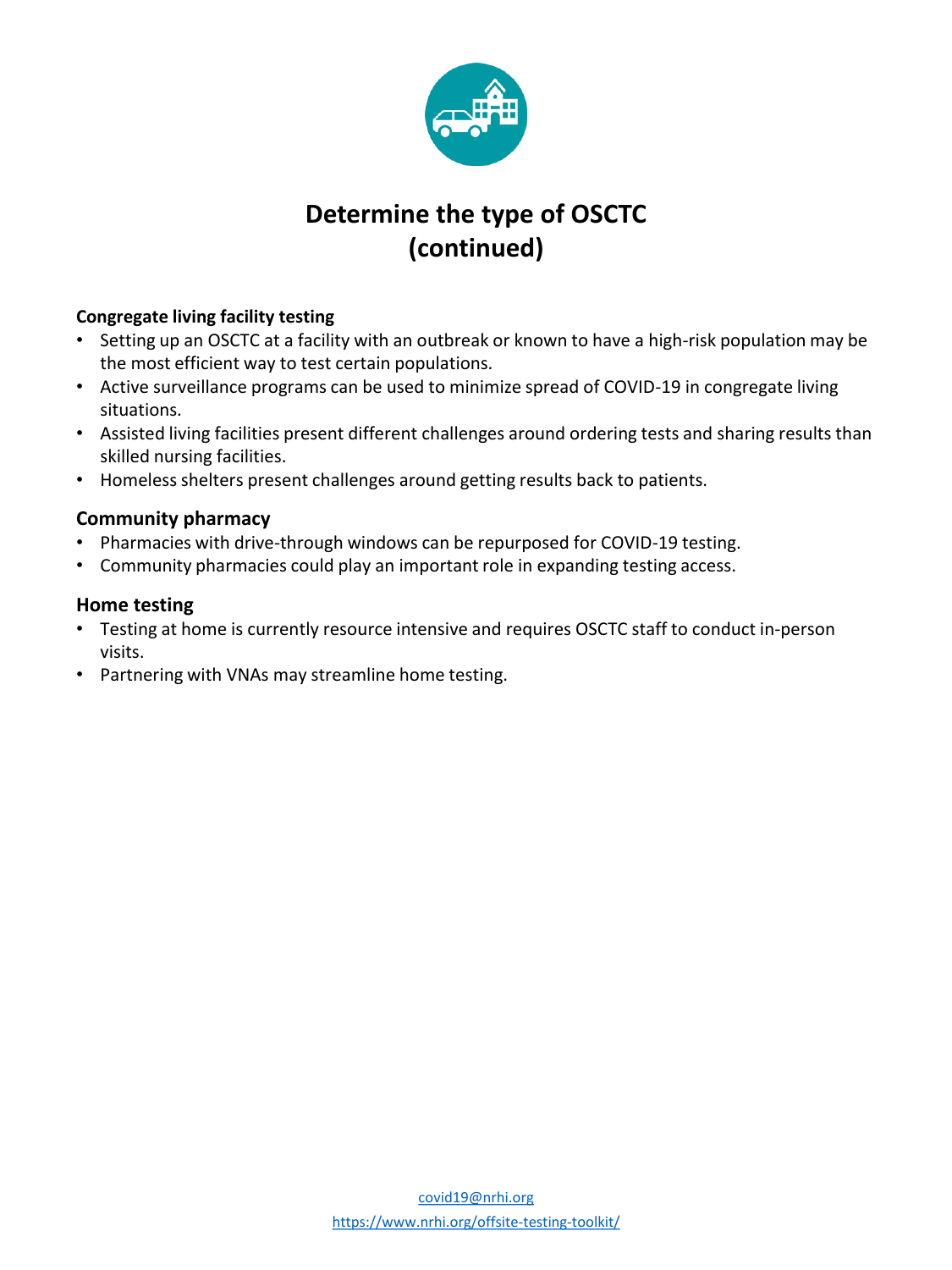# Determine the type of OSCTC (continued)

**Congregate living facility testing**

- Setting up an OSCTC at a facility with an outbreak or known to have a high-risk population may be the most efficient way to test certain populations.
- Active surveillance programs can be used to minimize spread of COVID-19 in congregate living situations.
- Assisted living facilities present different challenges around ordering tests and sharing results than skilled nursing facilities.
- Homeless shelters present challenges around getting results back to patients.

## Community pharmacy

- Pharmacies with drive-through windows can be repurposed for COVID-19 testing.
- Community pharmacies could play an important role in expanding testing access.

## Home testing

- Testing at home is currently resource intensive and requires OSCTC staff to conduct in-person visits.
- Partnering with VNAs may streamline home testing.

covid19@nrhi.org

https://www.nrhi.org/offsite-testing-toolkit/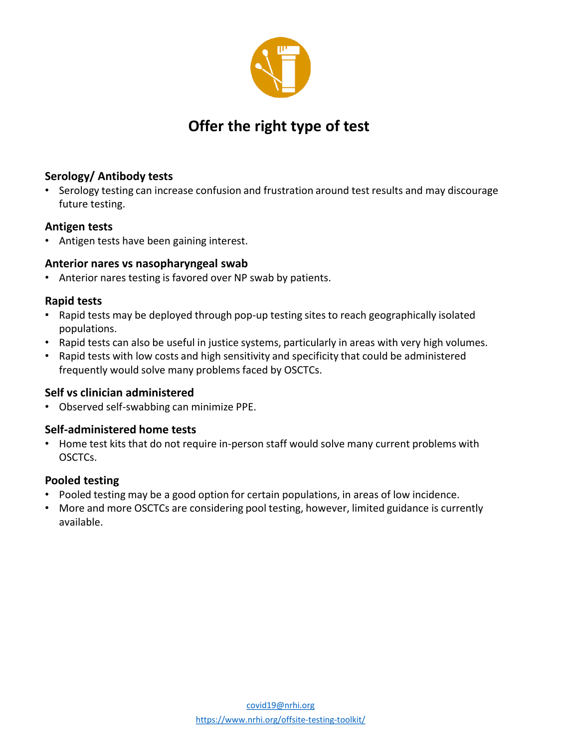# Offer the right type of test

### Serology/ Antibody tests

- Serology testing can increase confusion and frustration around test results and may discourage future testing.

### Antigen tests

- Antigen tests have been gaining interest.

### Anterior nares vs nasopharyngeal swab

- Anterior nares testing is favored over NP swab by patients.

### Rapid tests

- Rapid tests may be deployed through pop-up testing sites to reach geographically isolated populations.
- Rapid tests can also be useful in justice systems, particularly in areas with very high volumes.
- Rapid tests with low costs and high sensitivity and specificity that could be administered frequently would solve many problems faced by OSCTCs.

### Self vs clinician administered

- Observed self-swabbing can minimize PPE.

### Self-administered home tests

- Home test kits that do not require in-person staff would solve many current problems with OSCTCs.

### Pooled testing

- Pooled testing may be a good option for certain populations, in areas of low incidence.
- More and more OSCTCs are considering pool testing, however, limited guidance is currently available.

covid19@nrhi.org

https://www.nrhi.org/offsite-testing-toolkit/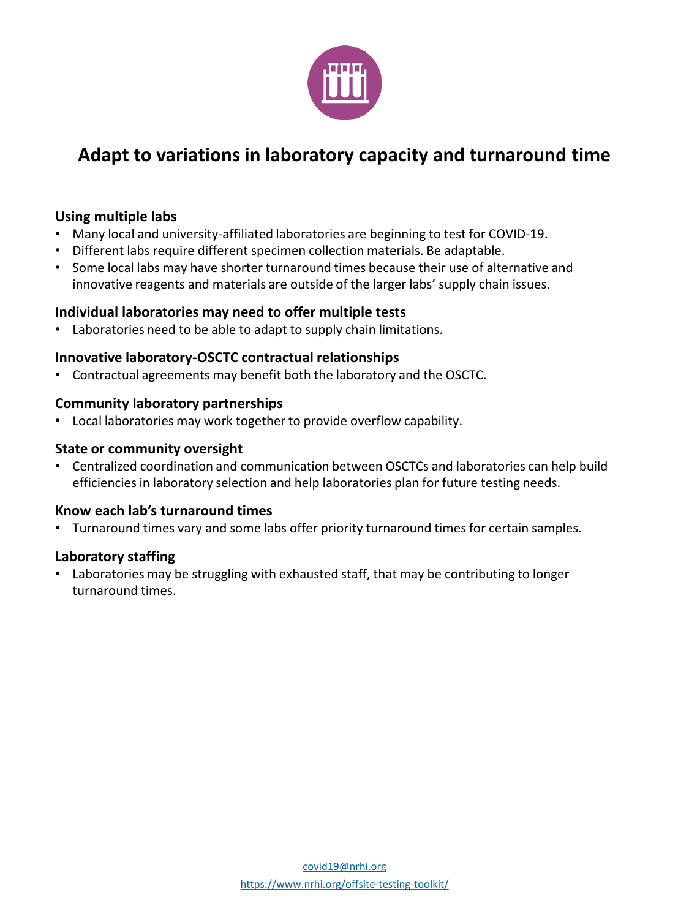# Adapt to variations in laboratory capacity and turnaround time

### Using multiple labs

- Many local and university-affiliated laboratories are beginning to test for COVID-19.
- Different labs require different specimen collection materials. Be adaptable.
- Some local labs may have shorter turnaround times because their use of alternative and innovative reagents and materials are outside of the larger labs' supply chain issues.

### Individual laboratories may need to offer multiple tests

- Laboratories need to be able to adapt to supply chain limitations.

### Innovative laboratory-OSCTC contractual relationships

- Contractual agreements may benefit both the laboratory and the OSCTC.

### Community laboratory partnerships

- Local laboratories may work together to provide overflow capability.

### State or community oversight

- Centralized coordination and communication between OSCTCs and laboratories can help build efficiencies in laboratory selection and help laboratories plan for future testing needs.

### Know each lab's turnaround times

- Turnaround times vary and some labs offer priority turnaround times for certain samples.

### Laboratory staffing

- Laboratories may be struggling with exhausted staff, that may be contributing to longer turnaround times.

covid19@nrhi.org

https://www.nrhi.org/offsite-testing-toolkit/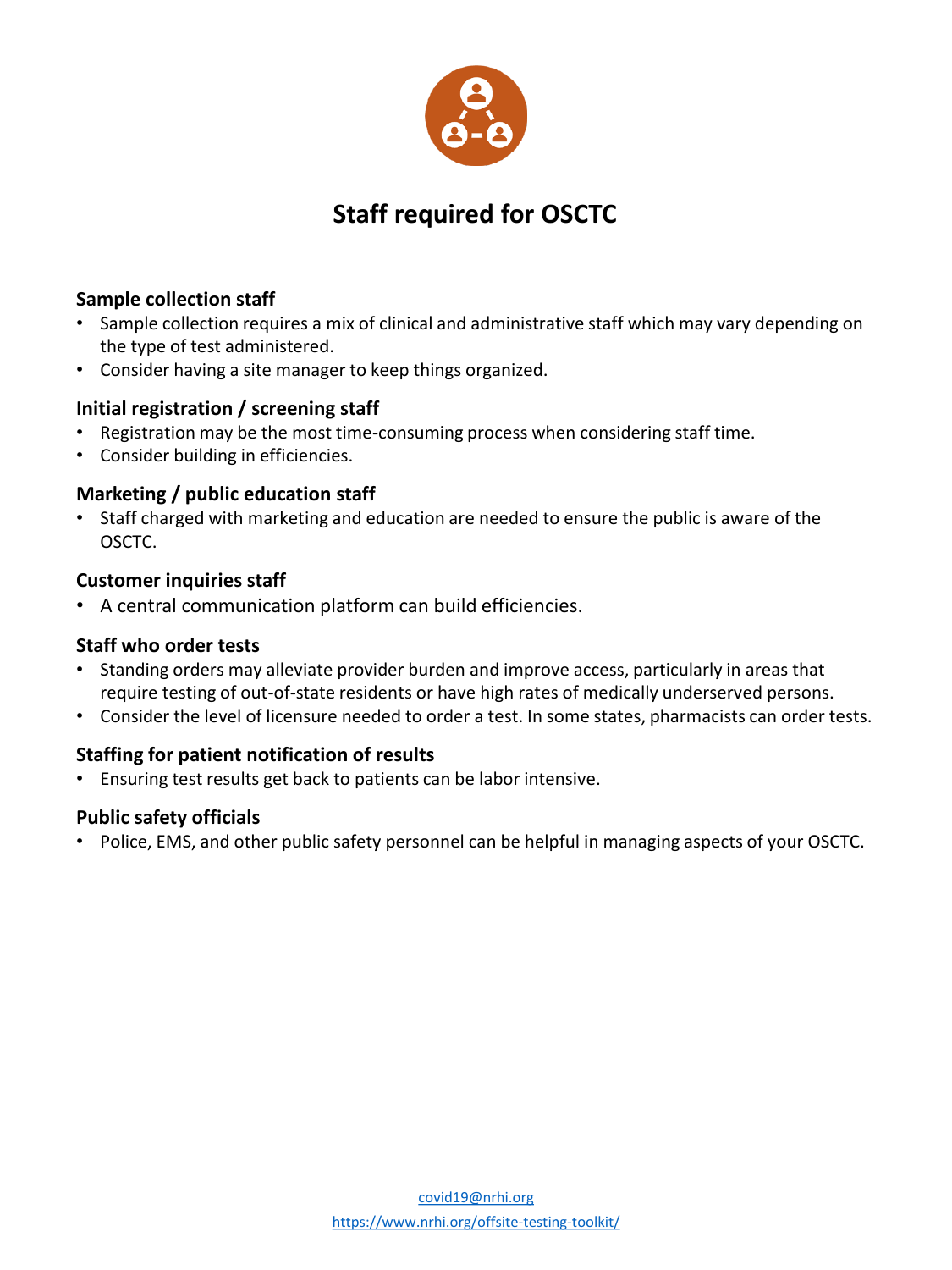# Staff required for OSCTC

### Sample collection staff

- Sample collection requires a mix of clinical and administrative staff which may vary depending on the type of test administered.
- Consider having a site manager to keep things organized.

### Initial registration / screening staff

- Registration may be the most time-consuming process when considering staff time.
- Consider building in efficiencies.

### Marketing / public education staff

- Staff charged with marketing and education are needed to ensure the public is aware of the OSCTC.

### Customer inquiries staff

- A central communication platform can build efficiencies.

### Staff who order tests

- Standing orders may alleviate provider burden and improve access, particularly in areas that require testing of out-of-state residents or have high rates of medically underserved persons.
- Consider the level of licensure needed to order a test. In some states, pharmacists can order tests.

### Staffing for patient notification of results

- Ensuring test results get back to patients can be labor intensive.

### Public safety officials

- Police, EMS, and other public safety personnel can be helpful in managing aspects of your OSCTC.

covid19@nrhi.org

https://www.nrhi.org/offsite-testing-toolkit/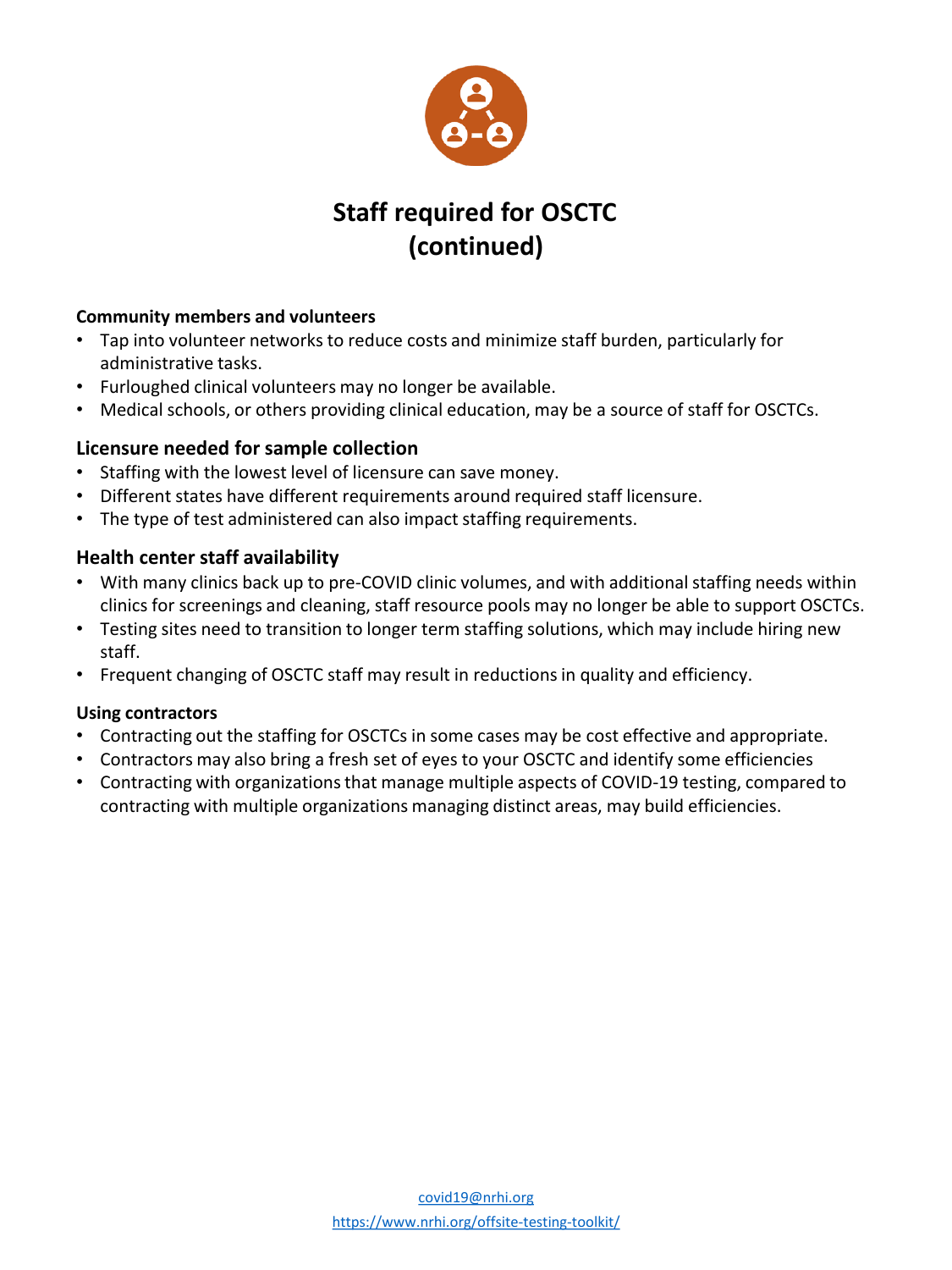# Staff required for OSCTC (continued)

**Community members and volunteers**

- Tap into volunteer networks to reduce costs and minimize staff burden, particularly for administrative tasks.
- Furloughed clinical volunteers may no longer be available.
- Medical schools, or others providing clinical education, may be a source of staff for OSCTCs.

**Licensure needed for sample collection**

- Staffing with the lowest level of licensure can save money.
- Different states have different requirements around required staff licensure.
- The type of test administered can also impact staffing requirements.

**Health center staff availability**

- With many clinics back up to pre-COVID clinic volumes, and with additional staffing needs within clinics for screenings and cleaning, staff resource pools may no longer be able to support OSCTCs.
- Testing sites need to transition to longer term staffing solutions, which may include hiring new staff.
- Frequent changing of OSCTC staff may result in reductions in quality and efficiency.

**Using contractors**

- Contracting out the staffing for OSCTCs in some cases may be cost effective and appropriate.
- Contractors may also bring a fresh set of eyes to your OSCTC and identify some efficiencies
- Contracting with organizations that manage multiple aspects of COVID-19 testing, compared to contracting with multiple organizations managing distinct areas, may build efficiencies.

covid19@nrhi.org

https://www.nrhi.org/offsite-testing-toolkit/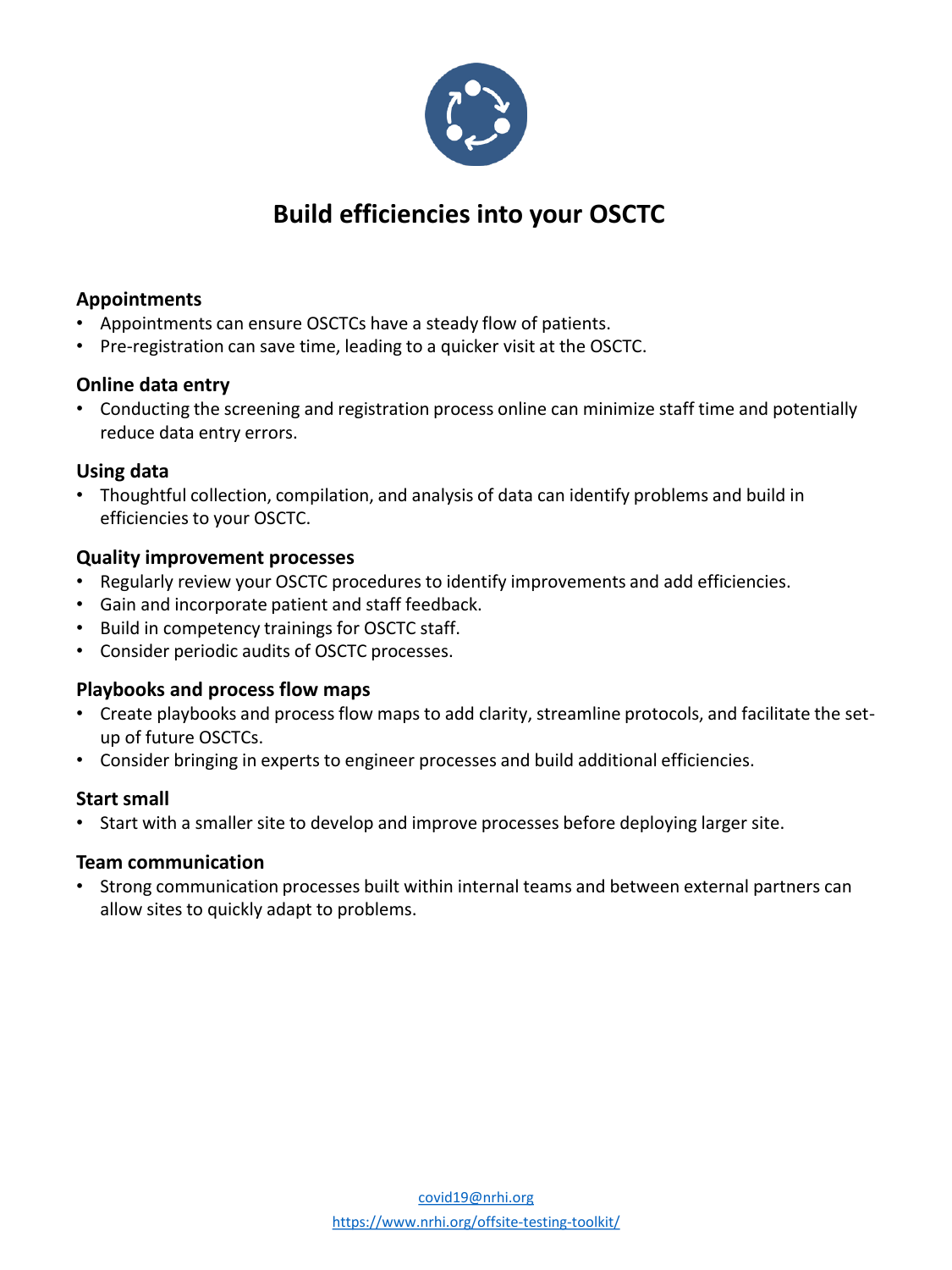# Build efficiencies into your OSCTC

### Appointments

- Appointments can ensure OSCTCs have a steady flow of patients.
- Pre-registration can save time, leading to a quicker visit at the OSCTC.

### Online data entry

- Conducting the screening and registration process online can minimize staff time and potentially reduce data entry errors.

### Using data

- Thoughtful collection, compilation, and analysis of data can identify problems and build in efficiencies to your OSCTC.

### Quality improvement processes

- Regularly review your OSCTC procedures to identify improvements and add efficiencies.
- Gain and incorporate patient and staff feedback.
- Build in competency trainings for OSCTC staff.
- Consider periodic audits of OSCTC processes.

### Playbooks and process flow maps

- Create playbooks and process flow maps to add clarity, streamline protocols, and facilitate the set-up of future OSCTCs.
- Consider bringing in experts to engineer processes and build additional efficiencies.

### Start small

- Start with a smaller site to develop and improve processes before deploying larger site.

### Team communication

- Strong communication processes built within internal teams and between external partners can allow sites to quickly adapt to problems.

covid19@nrhi.org

https://www.nrhi.org/offsite-testing-toolkit/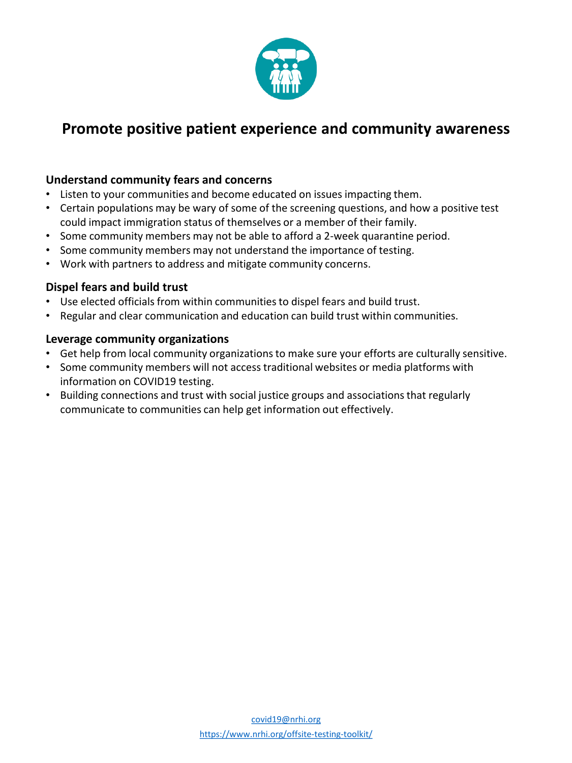# Promote positive patient experience and community awareness

### Understand community fears and concerns

- Listen to your communities and become educated on issues impacting them.
- Certain populations may be wary of some of the screening questions, and how a positive test could impact immigration status of themselves or a member of their family.
- Some community members may not be able to afford a 2-week quarantine period.
- Some community members may not understand the importance of testing.
- Work with partners to address and mitigate community concerns.

### Dispel fears and build trust

- Use elected officials from within communities to dispel fears and build trust.
- Regular and clear communication and education can build trust within communities.

### Leverage community organizations

- Get help from local community organizations to make sure your efforts are culturally sensitive.
- Some community members will not access traditional websites or media platforms with information on COVID19 testing.
- Building connections and trust with social justice groups and associations that regularly communicate to communities can help get information out effectively.

covid19@nrhi.org

https://www.nrhi.org/offsite-testing-toolkit/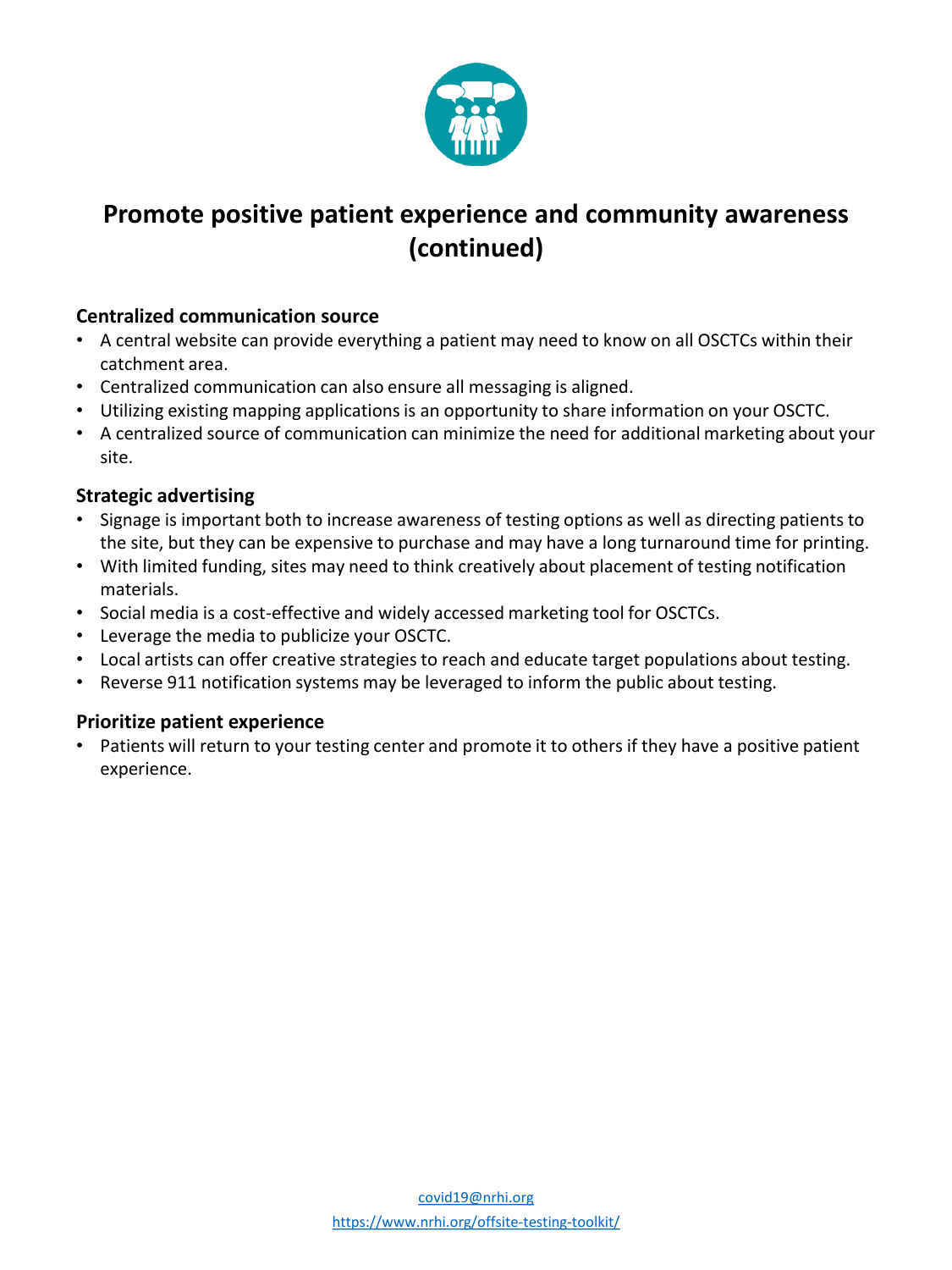# Promote positive patient experience and community awareness (continued)

### Centralized communication source

- A central website can provide everything a patient may need to know on all OSCTCs within their catchment area.
- Centralized communication can also ensure all messaging is aligned.
- Utilizing existing mapping applications is an opportunity to share information on your OSCTC.
- A centralized source of communication can minimize the need for additional marketing about your site.

### Strategic advertising

- Signage is important both to increase awareness of testing options as well as directing patients to the site, but they can be expensive to purchase and may have a long turnaround time for printing.
- With limited funding, sites may need to think creatively about placement of testing notification materials.
- Social media is a cost-effective and widely accessed marketing tool for OSCTCs.
- Leverage the media to publicize your OSCTC.
- Local artists can offer creative strategies to reach and educate target populations about testing.
- Reverse 911 notification systems may be leveraged to inform the public about testing.

### Prioritize patient experience

- Patients will return to your testing center and promote it to others if they have a positive patient experience.

covid19@nrhi.org
https://www.nrhi.org/offsite-testing-toolkit/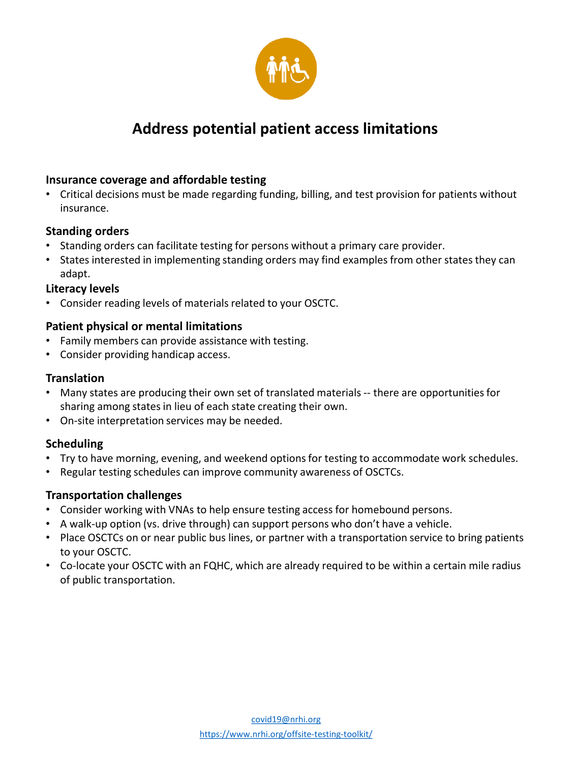# Address potential patient access limitations

### Insurance coverage and affordable testing

- Critical decisions must be made regarding funding, billing, and test provision for patients without insurance.

### Standing orders

- Standing orders can facilitate testing for persons without a primary care provider.
- States interested in implementing standing orders may find examples from other states they can adapt.

### Literacy levels

- Consider reading levels of materials related to your OSCTC.

### Patient physical or mental limitations

- Family members can provide assistance with testing.
- Consider providing handicap access.

### Translation

- Many states are producing their own set of translated materials -- there are opportunities for sharing among states in lieu of each state creating their own.
- On-site interpretation services may be needed.

### Scheduling

- Try to have morning, evening, and weekend options for testing to accommodate work schedules.
- Regular testing schedules can improve community awareness of OSCTCs.

### Transportation challenges

- Consider working with VNAs to help ensure testing access for homebound persons.
- A walk-up option (vs. drive through) can support persons who don't have a vehicle.
- Place OSCTCs on or near public bus lines, or partner with a transportation service to bring patients to your OSCTC.
- Co-locate your OSCTC with an FQHC, which are already required to be within a certain mile radius of public transportation.

covid19@nrhi.org
https://www.nrhi.org/offsite-testing-toolkit/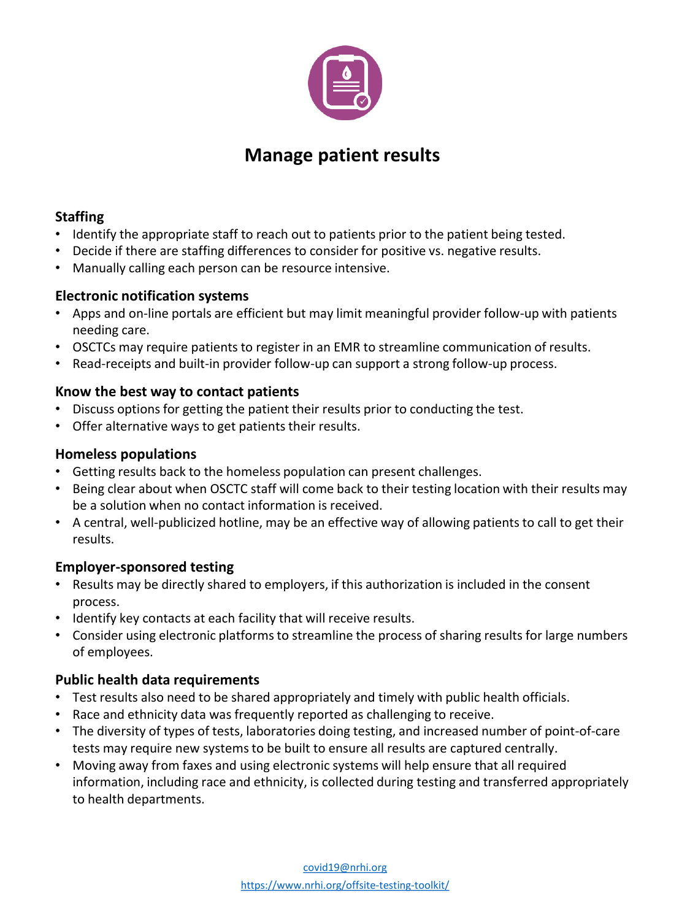# Manage patient results

### Staffing

- Identify the appropriate staff to reach out to patients prior to the patient being tested.
- Decide if there are staffing differences to consider for positive vs. negative results.
- Manually calling each person can be resource intensive.

### Electronic notification systems

- Apps and on-line portals are efficient but may limit meaningful provider follow-up with patients needing care.
- OSCTCs may require patients to register in an EMR to streamline communication of results.
- Read-receipts and built-in provider follow-up can support a strong follow-up process.

### Know the best way to contact patients

- Discuss options for getting the patient their results prior to conducting the test.
- Offer alternative ways to get patients their results.

### Homeless populations

- Getting results back to the homeless population can present challenges.
- Being clear about when OSCTC staff will come back to their testing location with their results may be a solution when no contact information is received.
- A central, well-publicized hotline, may be an effective way of allowing patients to call to get their results.

### Employer-sponsored testing

- Results may be directly shared to employers, if this authorization is included in the consent process.
- Identify key contacts at each facility that will receive results.
- Consider using electronic platforms to streamline the process of sharing results for large numbers of employees.

### Public health data requirements

- Test results also need to be shared appropriately and timely with public health officials.
- Race and ethnicity data was frequently reported as challenging to receive.
- The diversity of types of tests, laboratories doing testing, and increased number of point-of-care tests may require new systems to be built to ensure all results are captured centrally.
- Moving away from faxes and using electronic systems will help ensure that all required information, including race and ethnicity, is collected during testing and transferred appropriately to health departments.

covid19@nrhi.org

https://www.nrhi.org/offsite-testing-toolkit/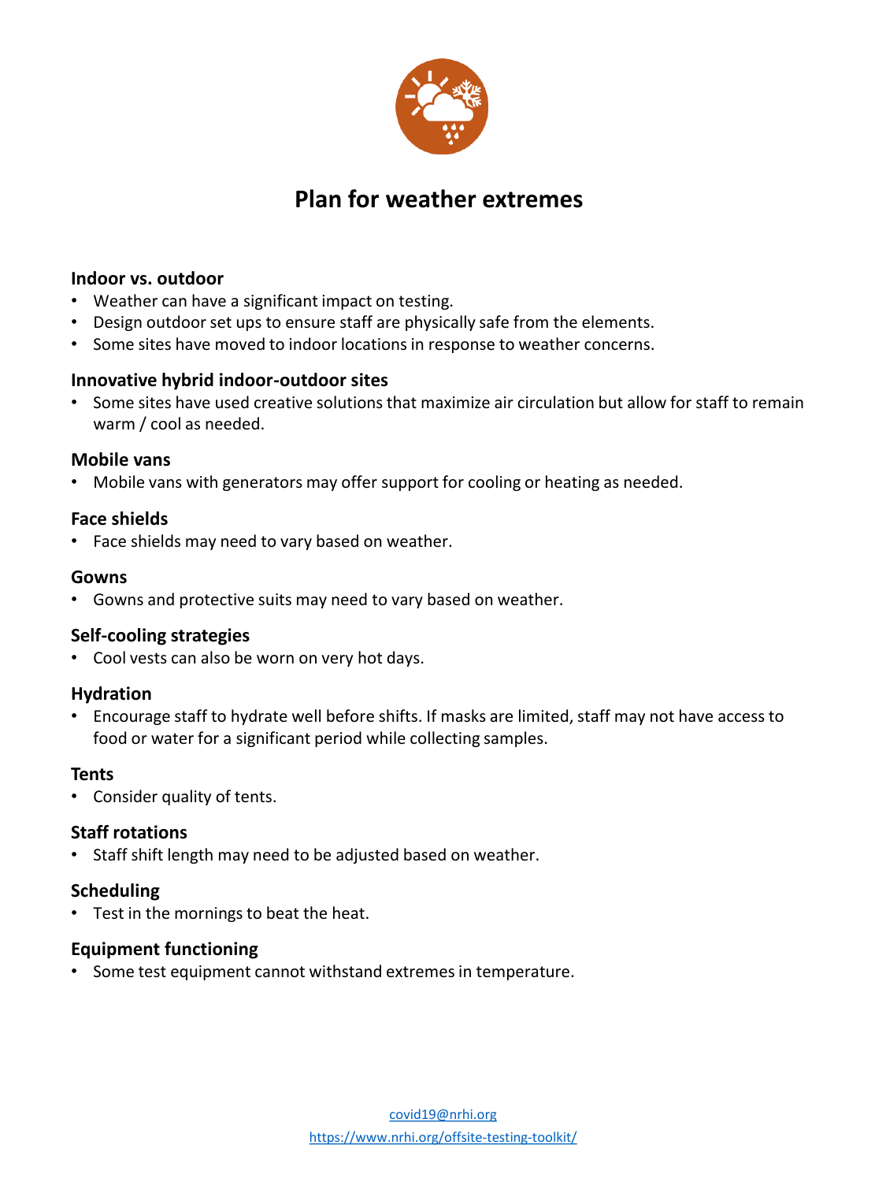# Plan for weather extremes

### Indoor vs. outdoor

- Weather can have a significant impact on testing.
- Design outdoor set ups to ensure staff are physically safe from the elements.
- Some sites have moved to indoor locations in response to weather concerns.

### Innovative hybrid indoor-outdoor sites

- Some sites have used creative solutions that maximize air circulation but allow for staff to remain warm / cool as needed.

### Mobile vans

- Mobile vans with generators may offer support for cooling or heating as needed.

### Face shields

- Face shields may need to vary based on weather.

### Gowns

- Gowns and protective suits may need to vary based on weather.

### Self-cooling strategies

- Cool vests can also be worn on very hot days.

### Hydration

- Encourage staff to hydrate well before shifts. If masks are limited, staff may not have access to food or water for a significant period while collecting samples.

### Tents

- Consider quality of tents.

### Staff rotations

- Staff shift length may need to be adjusted based on weather.

### Scheduling

- Test in the mornings to beat the heat.

### Equipment functioning

- Some test equipment cannot withstand extremes in temperature.

covid19@nrhi.org

https://www.nrhi.org/offsite-testing-toolkit/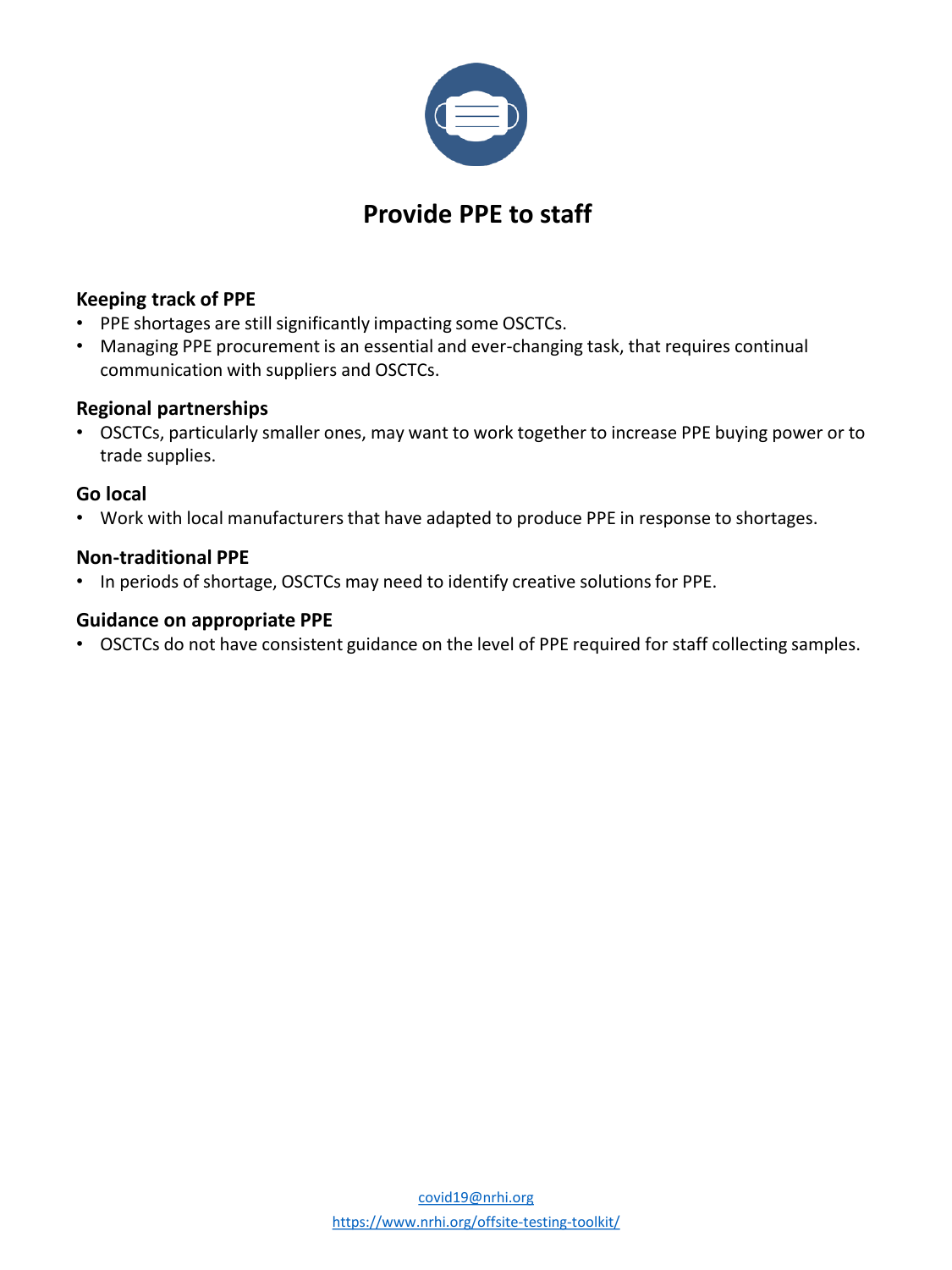# Provide PPE to staff

**Keeping track of PPE**

- PPE shortages are still significantly impacting some OSCTCs.
- Managing PPE procurement is an essential and ever-changing task, that requires continual communication with suppliers and OSCTCs.

**Regional partnerships**

- OSCTCs, particularly smaller ones, may want to work together to increase PPE buying power or to trade supplies.

**Go local**

- Work with local manufacturers that have adapted to produce PPE in response to shortages.

**Non-traditional PPE**

- In periods of shortage, OSCTCs may need to identify creative solutions for PPE.

**Guidance on appropriate PPE**

- OSCTCs do not have consistent guidance on the level of PPE required for staff collecting samples.

covid19@nrhi.org

https://www.nrhi.org/offsite-testing-toolkit/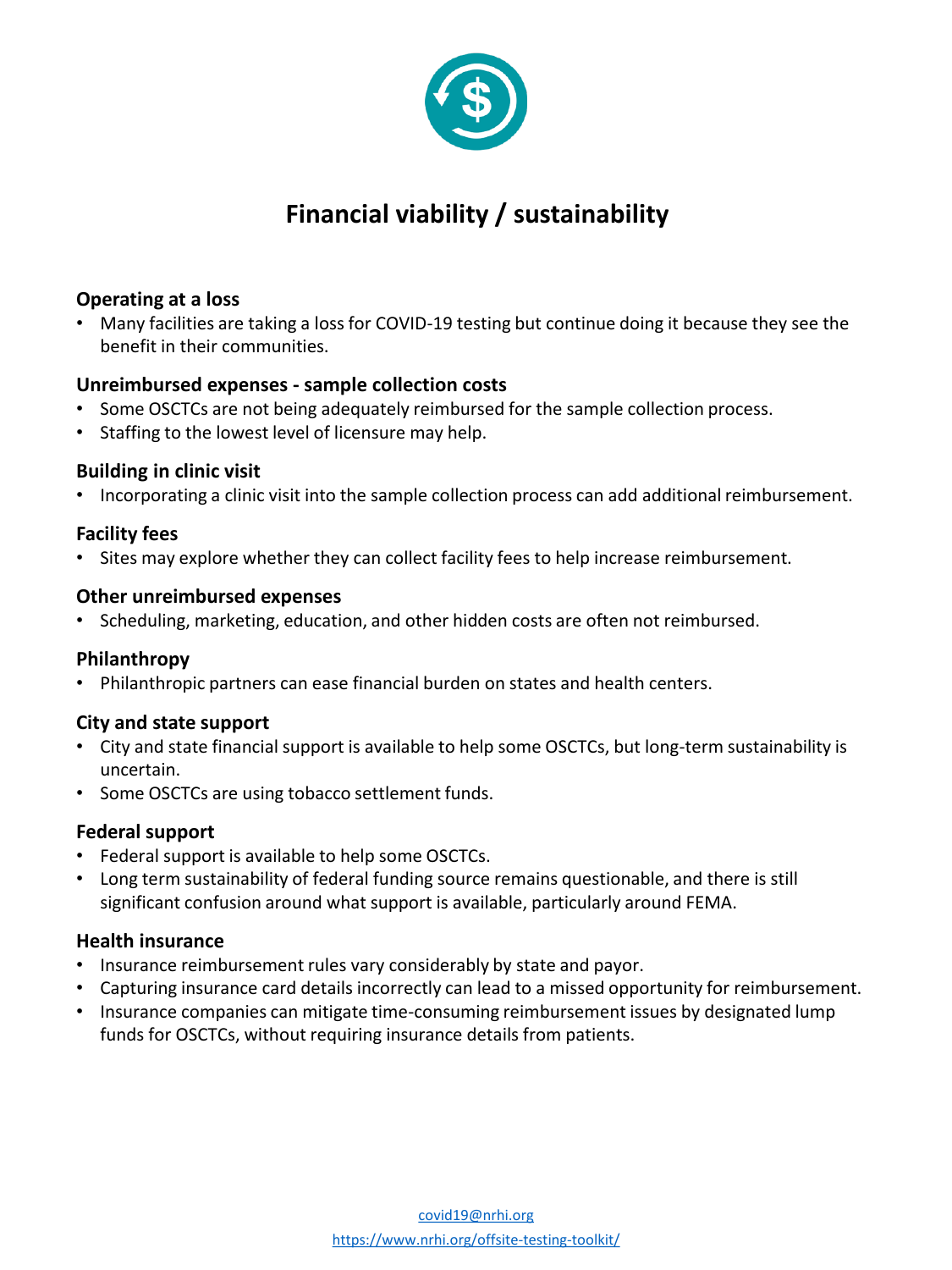# Financial viability / sustainability

### Operating at a loss

- Many facilities are taking a loss for COVID-19 testing but continue doing it because they see the benefit in their communities.

### Unreimbursed expenses - sample collection costs

- Some OSCTCs are not being adequately reimbursed for the sample collection process.
- Staffing to the lowest level of licensure may help.

### Building in clinic visit

- Incorporating a clinic visit into the sample collection process can add additional reimbursement.

### Facility fees

- Sites may explore whether they can collect facility fees to help increase reimbursement.

### Other unreimbursed expenses

- Scheduling, marketing, education, and other hidden costs are often not reimbursed.

### Philanthropy

- Philanthropic partners can ease financial burden on states and health centers.

### City and state support

- City and state financial support is available to help some OSCTCs, but long-term sustainability is uncertain.
- Some OSCTCs are using tobacco settlement funds.

### Federal support

- Federal support is available to help some OSCTCs.
- Long term sustainability of federal funding source remains questionable, and there is still significant confusion around what support is available, particularly around FEMA.

### Health insurance

- Insurance reimbursement rules vary considerably by state and payor.
- Capturing insurance card details incorrectly can lead to a missed opportunity for reimbursement.
- Insurance companies can mitigate time-consuming reimbursement issues by designated lump funds for OSCTCs, without requiring insurance details from patients.

covid19@nrhi.org

https://www.nrhi.org/offsite-testing-toolkit/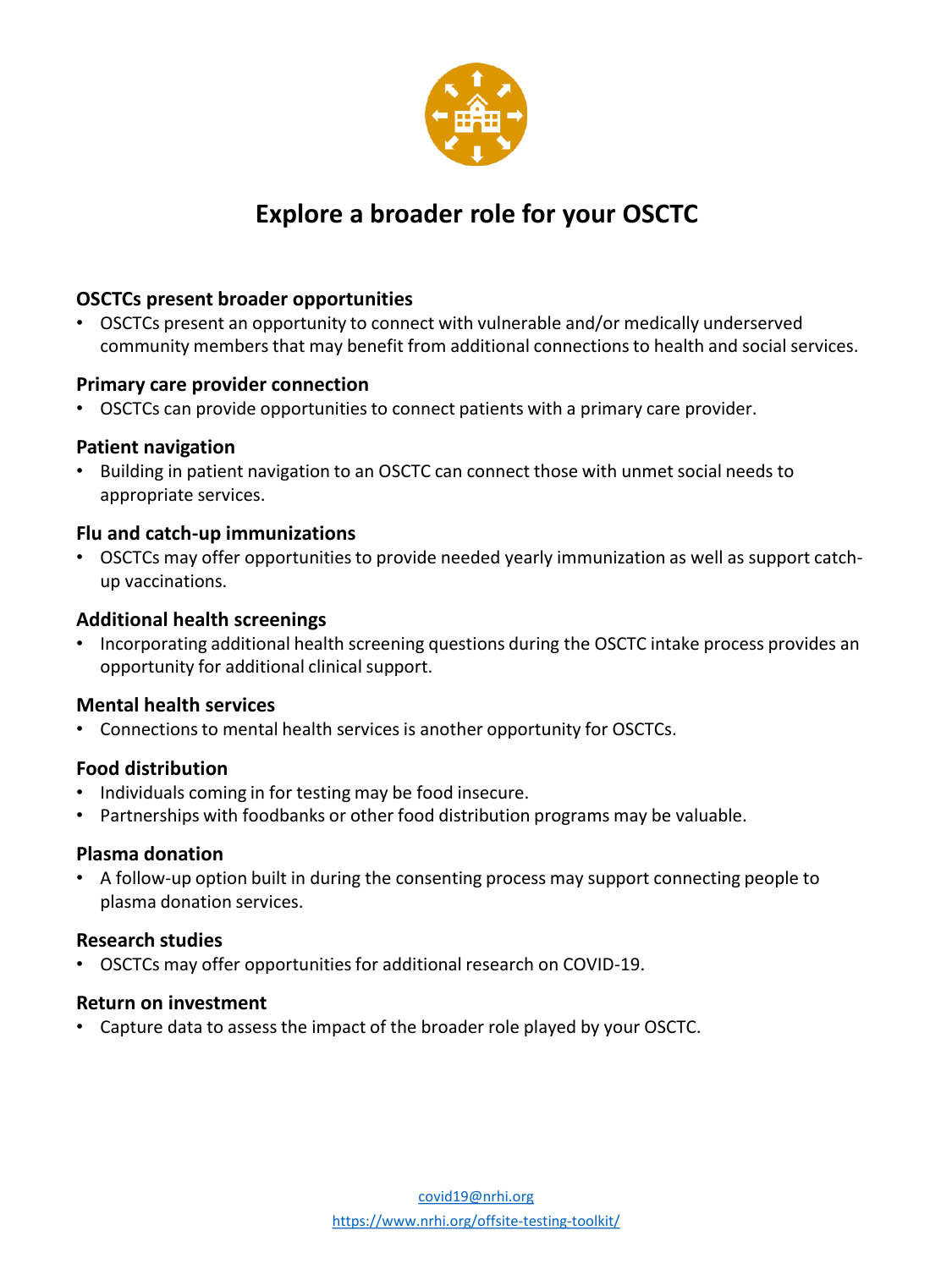# Explore a broader role for your OSCTC

### OSCTCs present broader opportunities

- OSCTCs present an opportunity to connect with vulnerable and/or medically underserved community members that may benefit from additional connections to health and social services.

### Primary care provider connection

- OSCTCs can provide opportunities to connect patients with a primary care provider.

### Patient navigation

- Building in patient navigation to an OSCTC can connect those with unmet social needs to appropriate services.

### Flu and catch-up immunizations

- OSCTCs may offer opportunities to provide needed yearly immunization as well as support catch-up vaccinations.

### Additional health screenings

- Incorporating additional health screening questions during the OSCTC intake process provides an opportunity for additional clinical support.

### Mental health services

- Connections to mental health services is another opportunity for OSCTCs.

### Food distribution

- Individuals coming in for testing may be food insecure.
- Partnerships with foodbanks or other food distribution programs may be valuable.

### Plasma donation

- A follow-up option built in during the consenting process may support connecting people to plasma donation services.

### Research studies

- OSCTCs may offer opportunities for additional research on COVID-19.

### Return on investment

- Capture data to assess the impact of the broader role played by your OSCTC.

covid19@nrhi.org

https://www.nrhi.org/offsite-testing-toolkit/